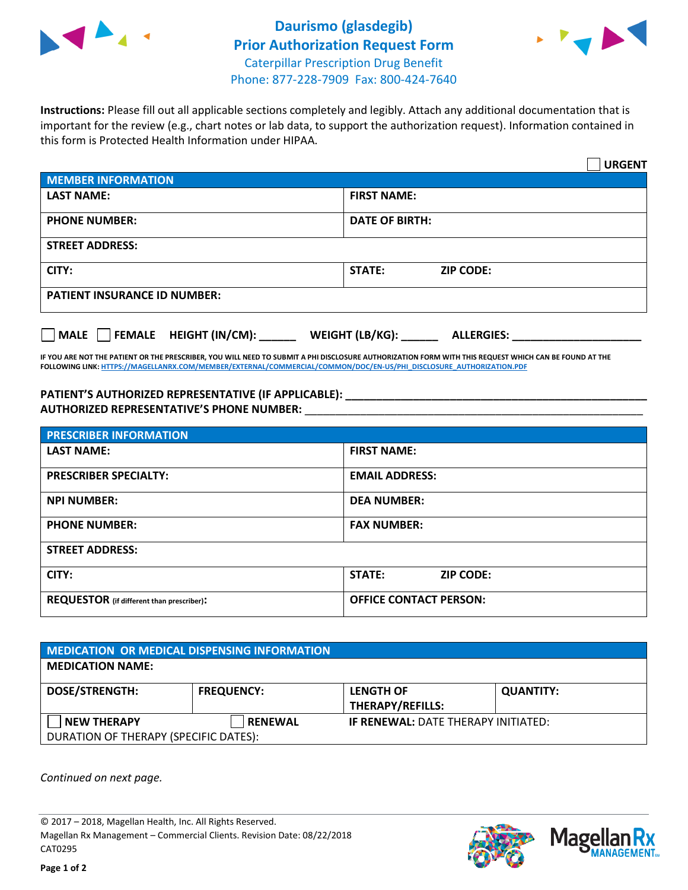# Daurismo (glasdegib)
## Prior Authorization Request Form
### Caterpillar Prescription Drug Benefit
Phone: 877-228-7909 Fax: 800-424-7640

**Instructions:** Please fill out all applicable sections completely and legibly. Attach any additional documentation that is important for the review (e.g., chart notes or lab data, to support the authorization request). Information contained in this form is Protected Health Information under HIPAA.

☐ **URGENT**

| **MEMBER INFORMATION** | |
|---|---|
| **LAST NAME:** | **FIRST NAME:** |
| **PHONE NUMBER:** | **DATE OF BIRTH:** |
| **STREET ADDRESS:** | |
| **CITY:** | **STATE:** **ZIP CODE:** |
| **PATIENT INSURANCE ID NUMBER:** | |

☐ **MALE** ☐ **FEMALE** **HEIGHT (IN/CM):** ______ **WEIGHT (LB/KG):** ______ **ALLERGIES:** ____________________

**IF YOU ARE NOT THE PATIENT OR THE PRESCRIBER, YOU WILL NEED TO SUBMIT A PHI DISCLOSURE AUTHORIZATION FORM WITH THIS REQUEST WHICH CAN BE FOUND AT THE FOLLOWING LINK:** HTTPS://MAGELLANRX.COM/MEMBER/EXTERNAL/COMMERCIAL/COMMON/DOC/EN-US/PHI_DISCLOSURE_AUTHORIZATION.PDF

**PATIENT'S AUTHORIZED REPRESENTATIVE (IF APPLICABLE):** ____________________________________________
**AUTHORIZED REPRESENTATIVE'S PHONE NUMBER:** ____________________________________________

| **PRESCRIBER INFORMATION** | |
|---|---|
| **LAST NAME:** | **FIRST NAME:** |
| **PRESCRIBER SPECIALTY:** | **EMAIL ADDRESS:** |
| **NPI NUMBER:** | **DEA NUMBER:** |
| **PHONE NUMBER:** | **FAX NUMBER:** |
| **STREET ADDRESS:** | |
| **CITY:** | **STATE:** **ZIP CODE:** |
| **REQUESTOR** (if different than prescriber)**:** | **OFFICE CONTACT PERSON:** |

| **MEDICATION OR MEDICAL DISPENSING INFORMATION** | | | |
|---|---|---|---|
| **MEDICATION NAME:** | | | |
| **DOSE/STRENGTH:** | **FREQUENCY:** | **LENGTH OF THERAPY/REFILLS:** | **QUANTITY:** |
| ☐ **NEW THERAPY** | ☐ **RENEWAL** | **IF RENEWAL:** DATE THERAPY INITIATED: | |
| DURATION OF THERAPY (SPECIFIC DATES): | | | |

*Continued on next page.*

© 2017 – 2018, Magellan Health, Inc. All Rights Reserved.
Magellan Rx Management – Commercial Clients. Revision Date: 08/22/2018
CAT0295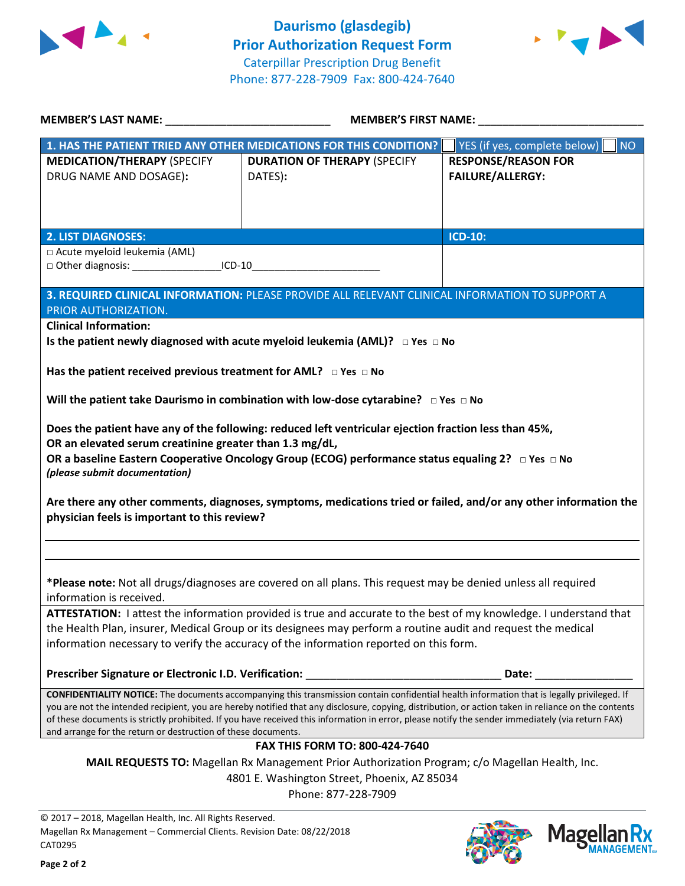# Daurismo (glasdegib)
## Prior Authorization Request Form

Caterpillar Prescription Drug Benefit
Phone: 877-228-7909 Fax: 800-424-7640

**MEMBER'S LAST NAME:** ___________________________ **MEMBER'S FIRST NAME:** ___________________________

| **1. HAS THE PATIENT TRIED ANY OTHER MEDICATIONS FOR THIS CONDITION?** | ☐ YES (if yes, complete below) | ☐ NO |
|---|---|---|
| **MEDICATION/THERAPY** (SPECIFY DRUG NAME AND DOSAGE): | **DURATION OF THERAPY** (SPECIFY DATES): | **RESPONSE/REASON FOR FAILURE/ALLERGY:** |
| | | |

| **2. LIST DIAGNOSES:** | **ICD-10:** |
|---|---|
| □ Acute myeloid leukemia (AML)<br>□ Other diagnosis: ________________ICD-10________________________ | |

**3. REQUIRED CLINICAL INFORMATION:** PLEASE PROVIDE ALL RELEVANT CLINICAL INFORMATION TO SUPPORT A PRIOR AUTHORIZATION.

**Clinical Information:**

**Is the patient newly diagnosed with acute myeloid leukemia (AML)?** □ **Yes** □ **No**

**Has the patient received previous treatment for AML?** □ **Yes** □ **No**

**Will the patient take Daurismo in combination with low-dose cytarabine?** □ **Yes** □ **No**

**Does the patient have any of the following: reduced left ventricular ejection fraction less than 45%, OR an elevated serum creatinine greater than 1.3 mg/dL, OR a baseline Eastern Cooperative Oncology Group (ECOG) performance status equaling 2?** □ **Yes** □ **No**
***(please submit documentation)***

**Are there any other comments, diagnoses, symptoms, medications tried or failed, and/or any other information the physician feels is important to this review?**

_______________________________________________________________________________

_______________________________________________________________________________

***Please note:** Not all drugs/diagnoses are covered on all plans. This request may be denied unless all required information is received.

**ATTESTATION:** I attest the information provided is true and accurate to the best of my knowledge. I understand that the Health Plan, insurer, Medical Group or its designees may perform a routine audit and request the medical information necessary to verify the accuracy of the information reported on this form.

**Prescriber Signature or Electronic I.D. Verification:** ________________________________ **Date:** ________________

**CONFIDENTIALITY NOTICE:** The documents accompanying this transmission contain confidential health information that is legally privileged. If you are not the intended recipient, you are hereby notified that any disclosure, copying, distribution, or action taken in reliance on the contents of these documents is strictly prohibited. If you have received this information in error, please notify the sender immediately (via return FAX) and arrange for the return or destruction of these documents.

**FAX THIS FORM TO: 800-424-7640**

**MAIL REQUESTS TO:** Magellan Rx Management Prior Authorization Program; c/o Magellan Health, Inc.
4801 E. Washington Street, Phoenix, AZ 85034
Phone: 877-228-7909

© 2017 – 2018, Magellan Health, Inc. All Rights Reserved.
Magellan Rx Management – Commercial Clients. Revision Date: 08/22/2018
CAT0295